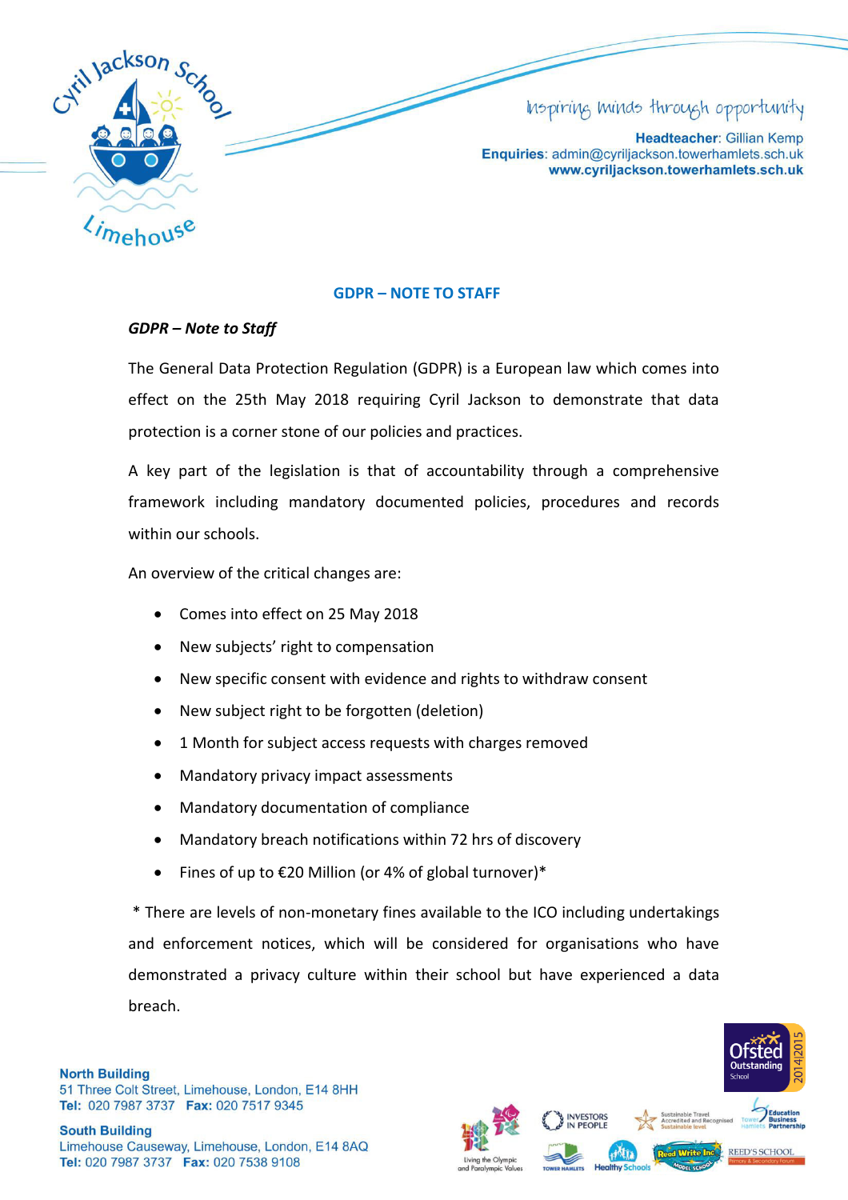Inspiring minds through opportunity

**Headteacher**: Gillian Kemp
**Enquiries**: admin@cyriljackson.towerhamlets.sch.uk
**www.cyriljackson.towerhamlets.sch.uk**

## GDPR – NOTE TO STAFF

***GDPR – Note to Staff***

The General Data Protection Regulation (GDPR) is a European law which comes into effect on the 25th May 2018 requiring Cyril Jackson to demonstrate that data protection is a corner stone of our policies and practices.

A key part of the legislation is that of accountability through a comprehensive framework including mandatory documented policies, procedures and records within our schools.

An overview of the critical changes are:

- Comes into effect on 25 May 2018
- New subjects' right to compensation
- New specific consent with evidence and rights to withdraw consent
- New subject right to be forgotten (deletion)
- 1 Month for subject access requests with charges removed
- Mandatory privacy impact assessments
- Mandatory documentation of compliance
- Mandatory breach notifications within 72 hrs of discovery
- Fines of up to €20 Million (or 4% of global turnover)*

\* There are levels of non-monetary fines available to the ICO including undertakings and enforcement notices, which will be considered for organisations who have demonstrated a privacy culture within their school but have experienced a data breach.

**North Building**
51 Three Colt Street, Limehouse, London, E14 8HH
**Tel:** 020 7987 3737 **Fax:** 020 7517 9345

**South Building**
Limehouse Causeway, Limehouse, London, E14 8AQ
**Tel:** 020 7987 3737 **Fax:** 020 7538 9108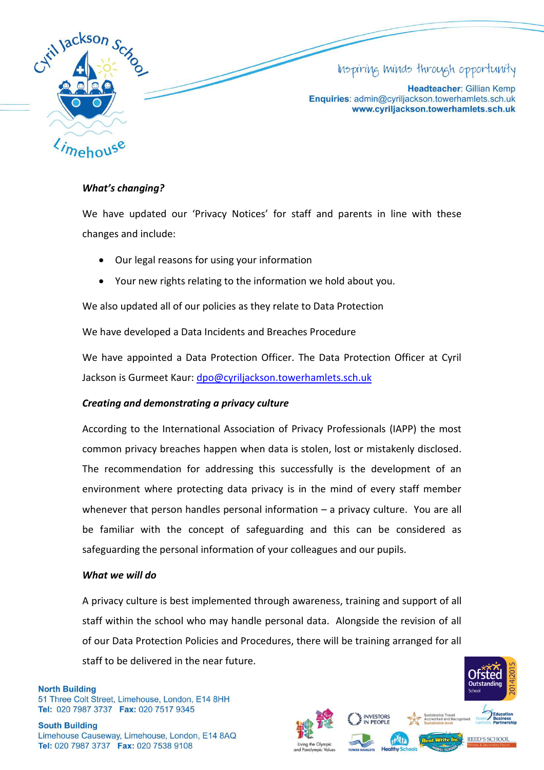***What's changing?***

We have updated our 'Privacy Notices' for staff and parents in line with these changes and include:

- Our legal reasons for using your information
- Your new rights relating to the information we hold about you.

We also updated all of our policies as they relate to Data Protection

We have developed a Data Incidents and Breaches Procedure

We have appointed a Data Protection Officer. The Data Protection Officer at Cyril Jackson is Gurmeet Kaur: dpo@cyriljackson.towerhamlets.sch.uk

***Creating and demonstrating a privacy culture***

According to the International Association of Privacy Professionals (IAPP) the most common privacy breaches happen when data is stolen, lost or mistakenly disclosed. The recommendation for addressing this successfully is the development of an environment where protecting data privacy is in the mind of every staff member whenever that person handles personal information – a privacy culture. You are all be familiar with the concept of safeguarding and this can be considered as safeguarding the personal information of your colleagues and our pupils.

***What we will do***

A privacy culture is best implemented through awareness, training and support of all staff within the school who may handle personal data. Alongside the revision of all of our Data Protection Policies and Procedures, there will be training arranged for all staff to be delivered in the near future.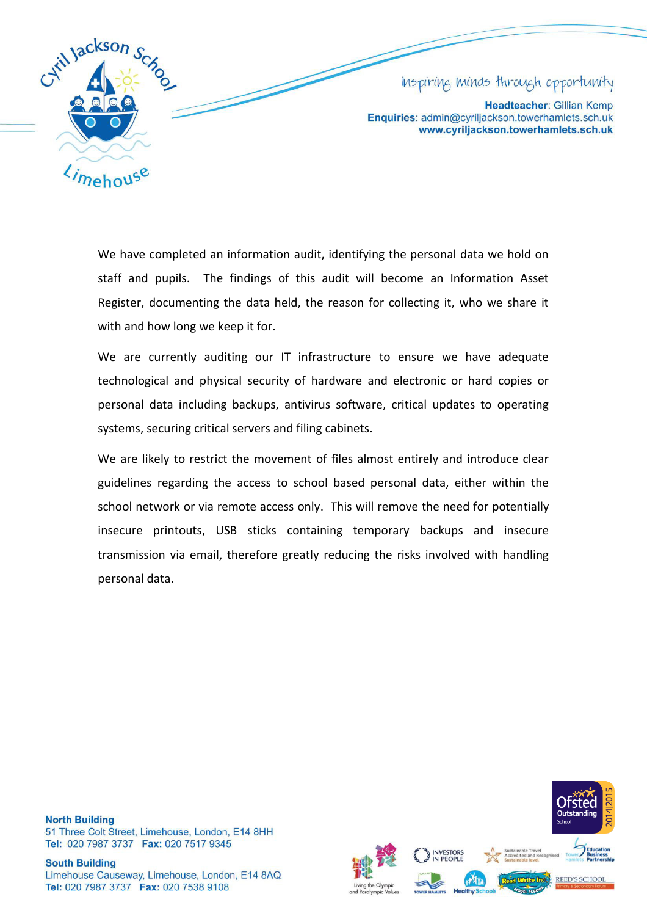We have completed an information audit, identifying the personal data we hold on staff and pupils. The findings of this audit will become an Information Asset Register, documenting the data held, the reason for collecting it, who we share it with and how long we keep it for.

We are currently auditing our IT infrastructure to ensure we have adequate technological and physical security of hardware and electronic or hard copies or personal data including backups, antivirus software, critical updates to operating systems, securing critical servers and filing cabinets.

We are likely to restrict the movement of files almost entirely and introduce clear guidelines regarding the access to school based personal data, either within the school network or via remote access only. This will remove the need for potentially insecure printouts, USB sticks containing temporary backups and insecure transmission via email, therefore greatly reducing the risks involved with handling personal data.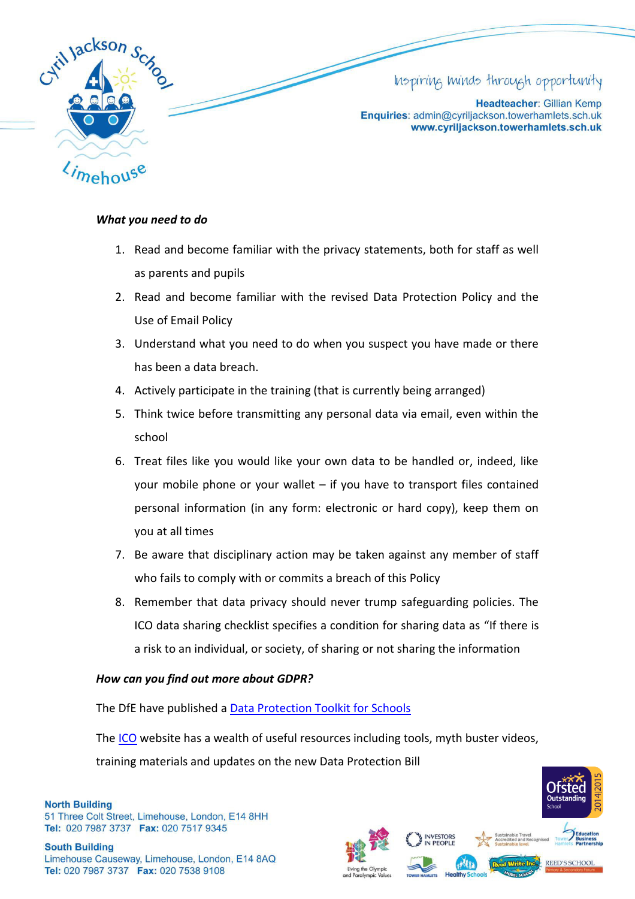***What you need to do***

1. Read and become familiar with the privacy statements, both for staff as well as parents and pupils
2. Read and become familiar with the revised Data Protection Policy and the Use of Email Policy
3. Understand what you need to do when you suspect you have made or there has been a data breach.
4. Actively participate in the training (that is currently being arranged)
5. Think twice before transmitting any personal data via email, even within the school
6. Treat files like you would like your own data to be handled or, indeed, like your mobile phone or your wallet – if you have to transport files contained personal information (in any form: electronic or hard copy), keep them on you at all times
7. Be aware that disciplinary action may be taken against any member of staff who fails to comply with or commits a breach of this Policy
8. Remember that data privacy should never trump safeguarding policies. The ICO data sharing checklist specifies a condition for sharing data as "If there is a risk to an individual, or society, of sharing or not sharing the information

***How can you find out more about GDPR?***

The DfE have published a [Data Protection Toolkit for Schools]()

The [ICO]() website has a wealth of useful resources including tools, myth buster videos, training materials and updates on the new Data Protection Bill